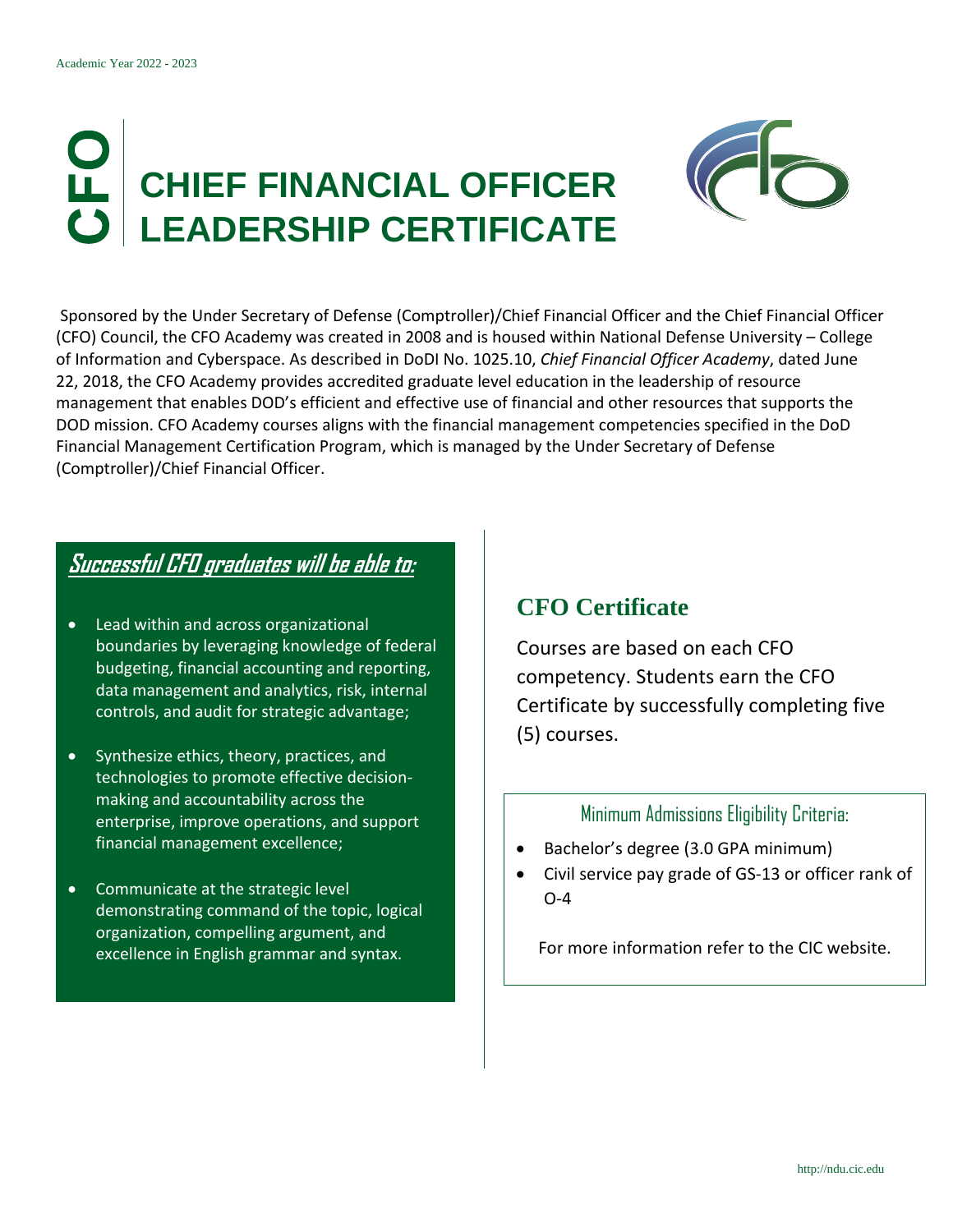Academic Year 2022 - 2023

# CFO | CHIEF FINANCIAL OFFICER LEADERSHIP CERTIFICATE

Sponsored by the Under Secretary of Defense (Comptroller)/Chief Financial Officer and the Chief Financial Officer (CFO) Council, the CFO Academy was created in 2008 and is housed within National Defense University – College of Information and Cyberspace. As described in DoDI No. 1025.10, *Chief Financial Officer Academy*, dated June 22, 2018, the CFO Academy provides accredited graduate level education in the leadership of resource management that enables DOD's efficient and effective use of financial and other resources that supports the DOD mission. CFO Academy courses aligns with the financial management competencies specified in the DoD Financial Management Certification Program, which is managed by the Under Secretary of Defense (Comptroller)/Chief Financial Officer.

## Successful CFO graduates will be able to:

- Lead within and across organizational boundaries by leveraging knowledge of federal budgeting, financial accounting and reporting, data management and analytics, risk, internal controls, and audit for strategic advantage;
- Synthesize ethics, theory, practices, and technologies to promote effective decision-making and accountability across the enterprise, improve operations, and support financial management excellence;
- Communicate at the strategic level demonstrating command of the topic, logical organization, compelling argument, and excellence in English grammar and syntax.

## CFO Certificate

Courses are based on each CFO competency. Students earn the CFO Certificate by successfully completing five (5) courses.

### Minimum Admissions Eligibility Criteria:

- Bachelor's degree (3.0 GPA minimum)
- Civil service pay grade of GS-13 or officer rank of O-4

For more information refer to the CIC website.

http://ndu.cic.edu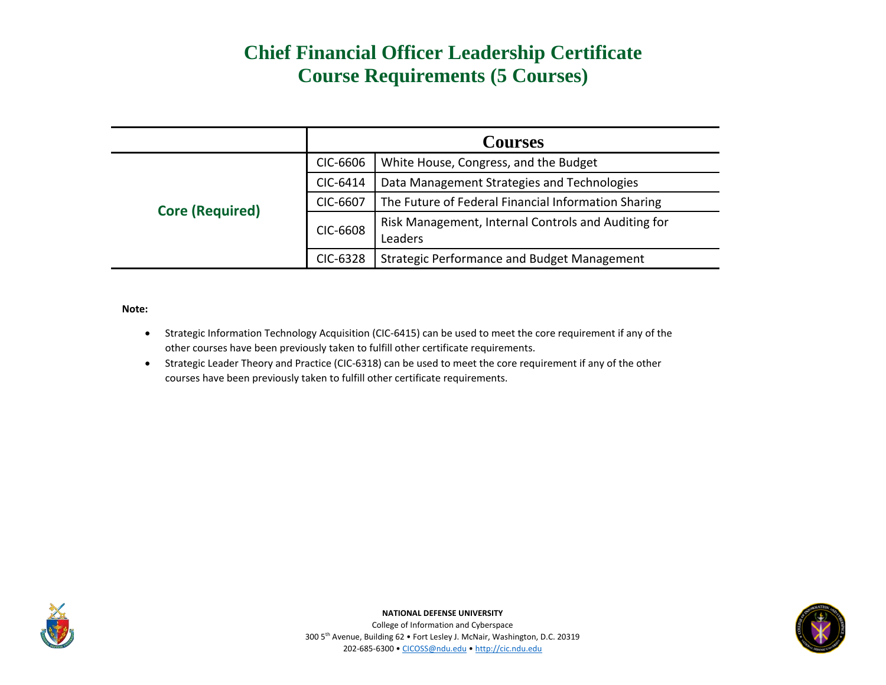# Chief Financial Officer Leadership Certificate
# Course Requirements (5 Courses)

| | Courses | |
|---|---|---|
| Core (Required) | CIC-6606 | White House, Congress, and the Budget |
| | CIC-6414 | Data Management Strategies and Technologies |
| | CIC-6607 | The Future of Federal Financial Information Sharing |
| | CIC-6608 | Risk Management, Internal Controls and Auditing for Leaders |
| | CIC-6328 | Strategic Performance and Budget Management |

**Note:**

- Strategic Information Technology Acquisition (CIC-6415) can be used to meet the core requirement if any of the other courses have been previously taken to fulfill other certificate requirements.
- Strategic Leader Theory and Practice (CIC-6318) can be used to meet the core requirement if any of the other courses have been previously taken to fulfill other certificate requirements.

**NATIONAL DEFENSE UNIVERSITY**
College of Information and Cyberspace
300 5th Avenue, Building 62 • Fort Lesley J. McNair, Washington, D.C. 20319
202-685-6300 • CICOSS@ndu.edu • http://cic.ndu.edu